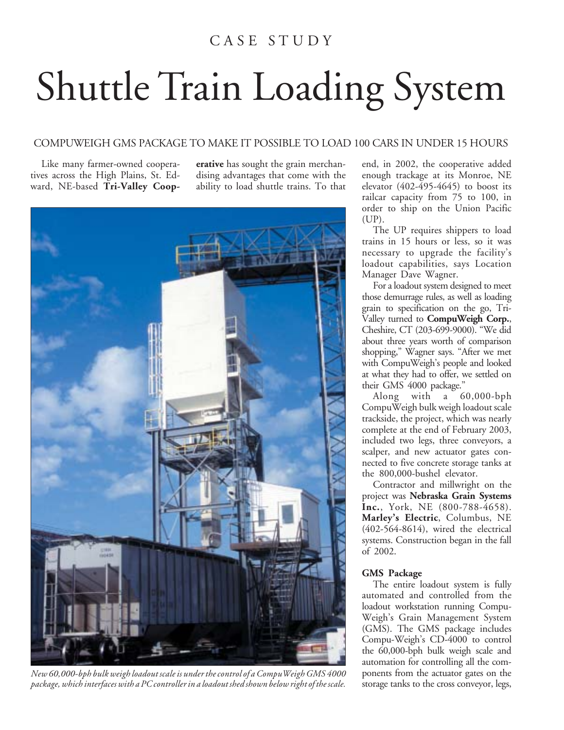CASE STUDY

# Shuttle Train Loading System

COMPUWEIGH GMS PACKAGE TO MAKE IT POSSIBLE TO LOAD 100 CARS IN UNDER 15 HOURS

Like many farmer-owned cooperatives across the High Plains, St. Edward, NE-based **Tri-Valley Cooperative** has sought the grain merchandising advantages that come with the ability to load shuttle trains. To that end, in 2002, the cooperative added enough trackage at its Monroe, NE elevator (402-495-4645) to boost its railcar capacity from 75 to 100, in order to ship on the Union Pacific (UP).

*New 60,000-bph bulk weigh loadout scale is under the control of a CompuWeigh GMS 4000 package, which interfaces with a PC controller in a loadout shed shown below right of the scale.*

The UP requires shippers to load trains in 15 hours or less, so it was necessary to upgrade the facility's loadout capabilities, says Location Manager Dave Wagner.

For a loadout system designed to meet those demurrage rules, as well as loading grain to specification on the go, Tri-Valley turned to **CompuWeigh Corp.**, Cheshire, CT (203-699-9000). "We did about three years worth of comparison shopping," Wagner says. "After we met with CompuWeigh's people and looked at what they had to offer, we settled on their GMS 4000 package."

Along with a 60,000-bph CompuWeigh bulk weigh loadout scale trackside, the project, which was nearly complete at the end of February 2003, included two legs, three conveyors, a scalper, and new actuator gates connected to five concrete storage tanks at the 800,000-bushel elevator.

Contractor and millwright on the project was **Nebraska Grain Systems Inc.**, York, NE (800-788-4658). **Marley's Electric**, Columbus, NE (402-564-8614), wired the electrical systems. Construction began in the fall of 2002.

**GMS Package**

The entire loadout system is fully automated and controlled from the loadout workstation running Compu-Weigh's Grain Management System (GMS). The GMS package includes Compu-Weigh's CD-4000 to control the 60,000-bph bulk weigh scale and automation for controlling all the components from the actuator gates on the storage tanks to the cross conveyor, legs,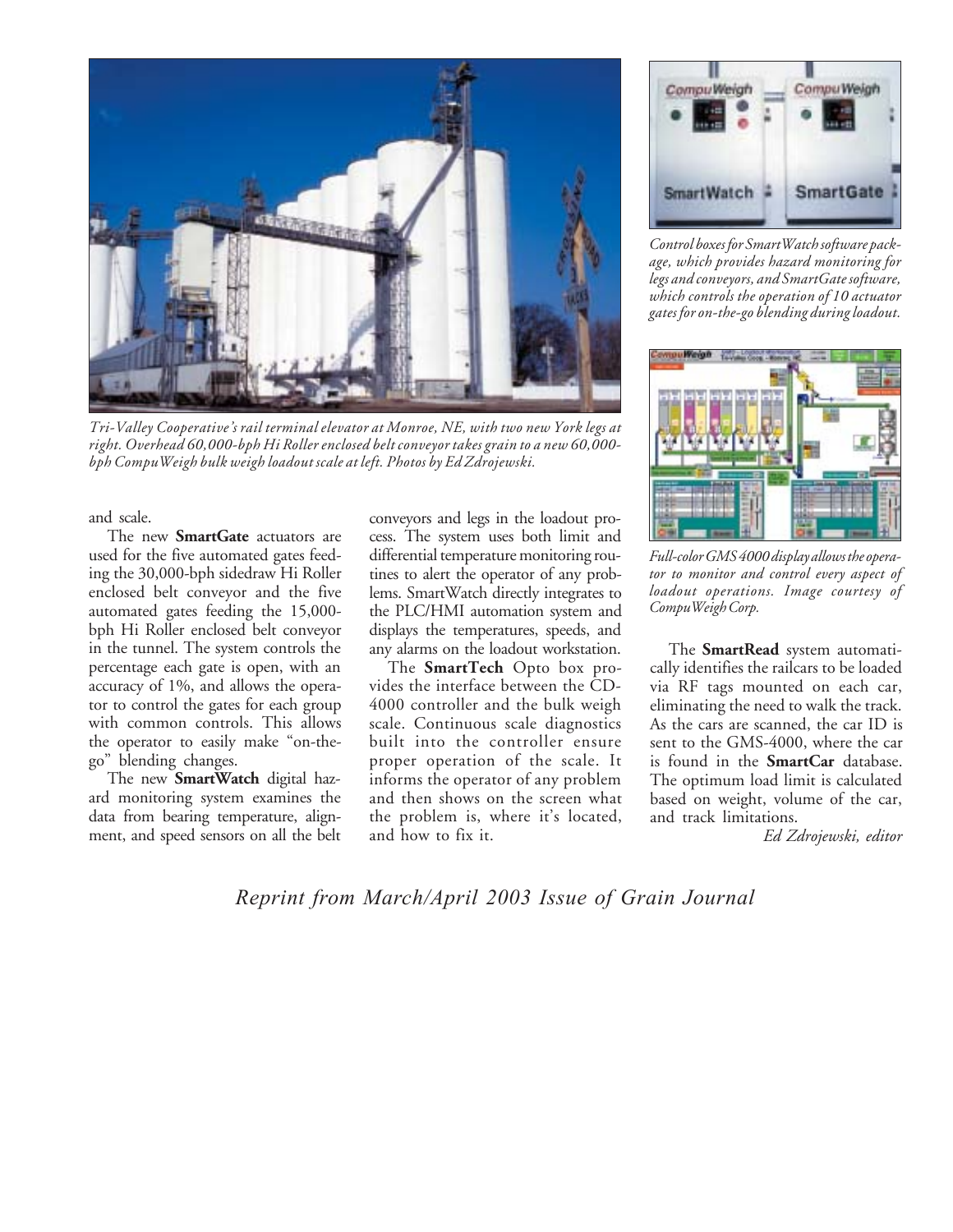*Tri-Valley Cooperative's rail terminal elevator at Monroe, NE, with two new York legs at right. Overhead 60,000-bph Hi Roller enclosed belt conveyor takes grain to a new 60,000-bph CompuWeigh bulk weigh loadout scale at left. Photos by Ed Zdrojewski.*

*Control boxes for SmartWatch software package, which provides hazard monitoring for legs and conveyors, and SmartGate software, which controls the operation of 10 actuator gates for on-the-go blending during loadout.*

*Full-color GMS 4000 display allows the operator to monitor and control every aspect of loadout operations. Image courtesy of CompuWeigh Corp.*

and scale.

The new **SmartGate** actuators are used for the five automated gates feeding the 30,000-bph sidedraw Hi Roller enclosed belt conveyor and the five automated gates feeding the 15,000-bph Hi Roller enclosed belt conveyor in the tunnel. The system controls the percentage each gate is open, with an accuracy of 1%, and allows the operator to control the gates for each group with common controls. This allows the operator to easily make "on-the-go" blending changes.

The new **SmartWatch** digital hazard monitoring system examines the data from bearing temperature, alignment, and speed sensors on all the belt conveyors and legs in the loadout process. The system uses both limit and differential temperature monitoring routines to alert the operator of any problems. SmartWatch directly integrates to the PLC/HMI automation system and displays the temperatures, speeds, and any alarms on the loadout workstation.

The **SmartTech** Opto box provides the interface between the CD-4000 controller and the bulk weigh scale. Continuous scale diagnostics built into the controller ensure proper operation of the scale. It informs the operator of any problem and then shows on the screen what the problem is, where it's located, and how to fix it.

The **SmartRead** system automatically identifies the railcars to be loaded via RF tags mounted on each car, eliminating the need to walk the track. As the cars are scanned, the car ID is sent to the GMS-4000, where the car is found in the **SmartCar** database. The optimum load limit is calculated based on weight, volume of the car, and track limitations.

*Ed Zdrojewski, editor*

*Reprint from March/April 2003 Issue of Grain Journal*